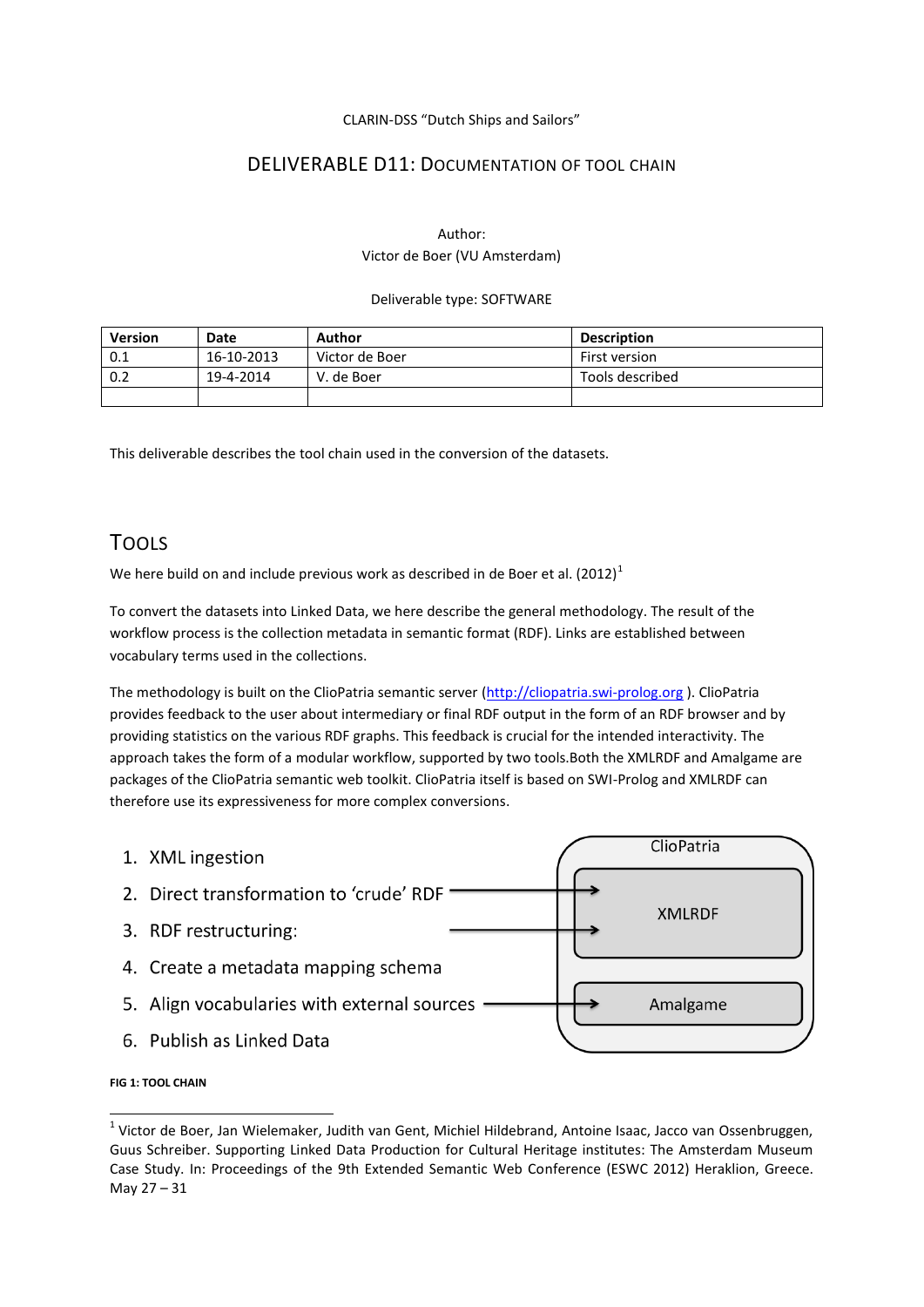CLARIN-DSS "Dutch Ships and Sailors"

# DELIVERABLE D11: DOCUMENTATION OF TOOL CHAIN

Author:
Victor de Boer (VU Amsterdam)

Deliverable type: SOFTWARE

| Version | Date | Author | Description |
|---|---|---|---|
| 0.1 | 16-10-2013 | Victor de Boer | First version |
| 0.2 | 19-4-2014 | V. de Boer | Tools described |
| | | | |

This deliverable describes the tool chain used in the conversion of the datasets.

## TOOLS

We here build on and include previous work as described in de Boer et al. (2012)[1]

To convert the datasets into Linked Data, we here describe the general methodology. The result of the workflow process is the collection metadata in semantic format (RDF). Links are established between vocabulary terms used in the collections.

The methodology is built on the ClioPatria semantic server (http://cliopatria.swi-prolog.org ). ClioPatria provides feedback to the user about intermediary or final RDF output in the form of an RDF browser and by providing statistics on the various RDF graphs. This feedback is crucial for the intended interactivity. The approach takes the form of a modular workflow, supported by two tools.Both the XMLRDF and Amalgame are packages of the ClioPatria semantic web toolkit. ClioPatria itself is based on SWI-Prolog and XMLRDF can therefore use its expressiveness for more complex conversions.

1. XML ingestion
2. Direct transformation to 'crude' RDF
3. RDF restructuring:
4. Create a metadata mapping schema
5. Align vocabularies with external sources
6. Publish as Linked Data

ClioPatria

XMLRDF

Amalgame

**FIG 1: TOOL CHAIN**

[1] Victor de Boer, Jan Wielemaker, Judith van Gent, Michiel Hildebrand, Antoine Isaac, Jacco van Ossenbruggen, Guus Schreiber. Supporting Linked Data Production for Cultural Heritage institutes: The Amsterdam Museum Case Study. In: Proceedings of the 9th Extended Semantic Web Conference (ESWC 2012) Heraklion, Greece. May 27 – 31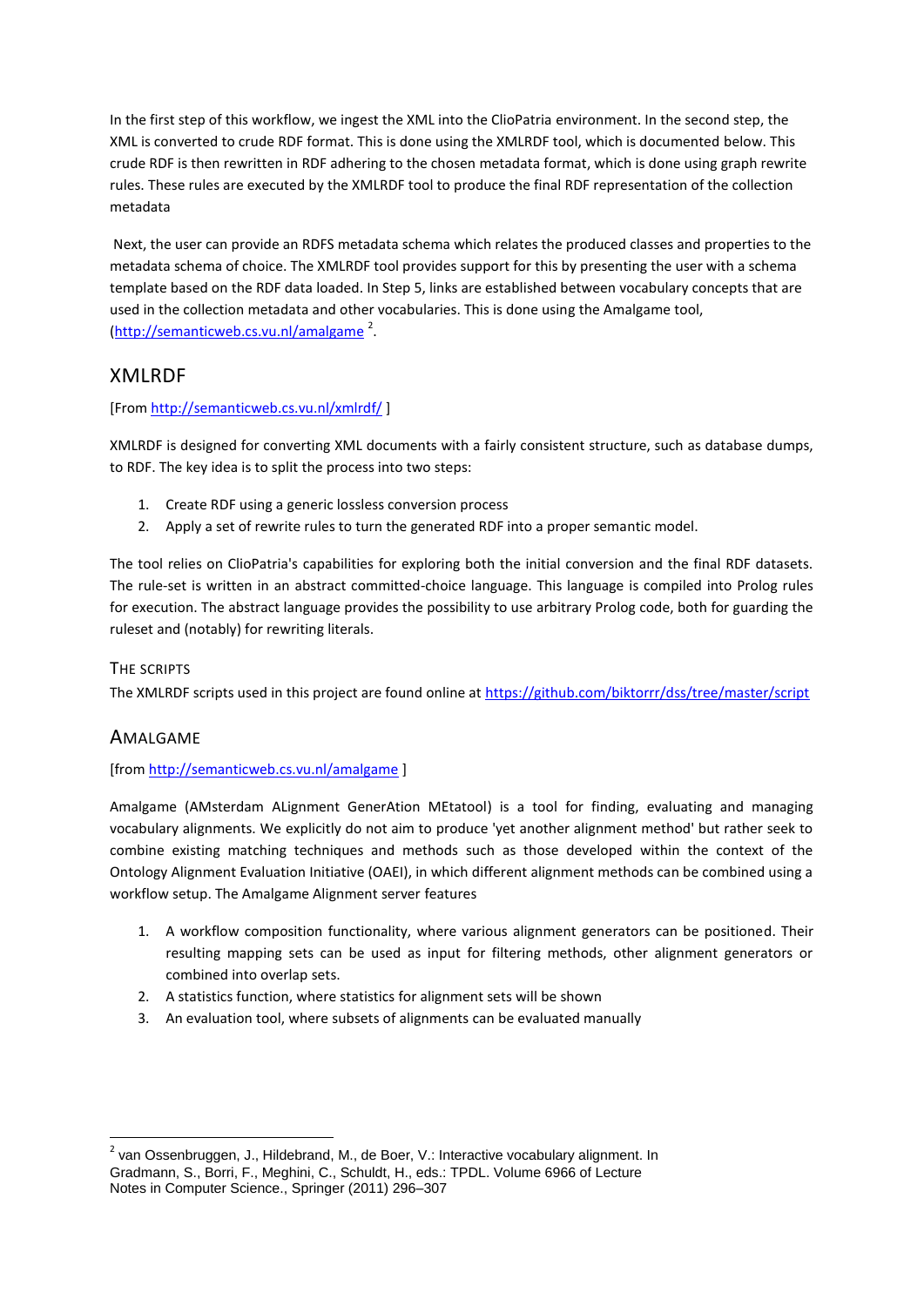In the first step of this workflow, we ingest the XML into the ClioPatria environment. In the second step, the XML is converted to crude RDF format. This is done using the XMLRDF tool, which is documented below. This crude RDF is then rewritten in RDF adhering to the chosen metadata format, which is done using graph rewrite rules. These rules are executed by the XMLRDF tool to produce the final RDF representation of the collection metadata

Next, the user can provide an RDFS metadata schema which relates the produced classes and properties to the metadata schema of choice. The XMLRDF tool provides support for this by presenting the user with a schema template based on the RDF data loaded. In Step 5, links are established between vocabulary concepts that are used in the collection metadata and other vocabularies. This is done using the Amalgame tool, (http://semanticweb.cs.vu.nl/amalgame [2].

## XMLRDF

[From http://semanticweb.cs.vu.nl/xmlrdf/ ]

XMLRDF is designed for converting XML documents with a fairly consistent structure, such as database dumps, to RDF. The key idea is to split the process into two steps:

1. Create RDF using a generic lossless conversion process
2. Apply a set of rewrite rules to turn the generated RDF into a proper semantic model.

The tool relies on ClioPatria's capabilities for exploring both the initial conversion and the final RDF datasets. The rule-set is written in an abstract committed-choice language. This language is compiled into Prolog rules for execution. The abstract language provides the possibility to use arbitrary Prolog code, both for guarding the ruleset and (notably) for rewriting literals.

### The Scripts

The XMLRDF scripts used in this project are found online at https://github.com/biktorrr/dss/tree/master/script

## Amalgame

[from http://semanticweb.cs.vu.nl/amalgame ]

Amalgame (AMsterdam ALignment GenerAtion MEtatool) is a tool for finding, evaluating and managing vocabulary alignments. We explicitly do not aim to produce 'yet another alignment method' but rather seek to combine existing matching techniques and methods such as those developed within the context of the Ontology Alignment Evaluation Initiative (OAEI), in which different alignment methods can be combined using a workflow setup. The Amalgame Alignment server features

1. A workflow composition functionality, where various alignment generators can be positioned. Their resulting mapping sets can be used as input for filtering methods, other alignment generators or combined into overlap sets.
2. A statistics function, where statistics for alignment sets will be shown
3. An evaluation tool, where subsets of alignments can be evaluated manually

---

[2] van Ossenbruggen, J., Hildebrand, M., de Boer, V.: Interactive vocabulary alignment. In Gradmann, S., Borri, F., Meghini, C., Schuldt, H., eds.: TPDL. Volume 6966 of Lecture Notes in Computer Science., Springer (2011) 296–307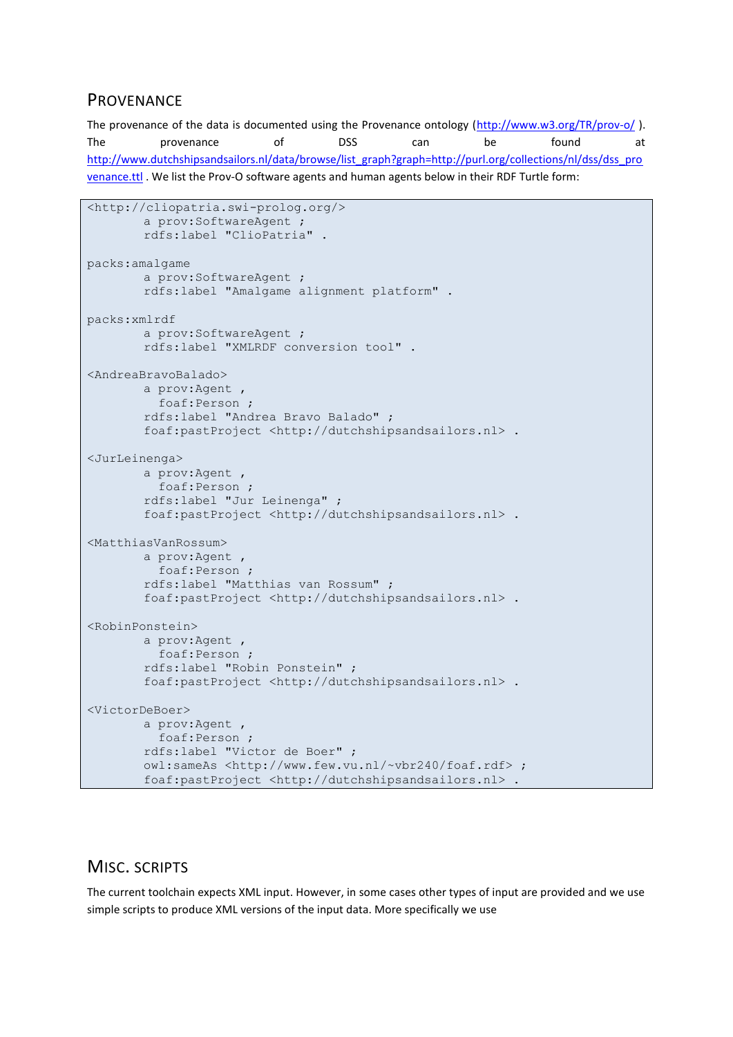## PROVENANCE

The provenance of the data is documented using the Provenance ontology ([http://www.w3.org/TR/prov-o/](http://www.w3.org/TR/prov-o/) ). The provenance of DSS can be found at [http://www.dutchshipsandsailors.nl/data/browse/list_graph?graph=http://purl.org/collections/nl/dss/dss_provenance.ttl](http://www.dutchshipsandsailors.nl/data/browse/list_graph?graph=http://purl.org/collections/nl/dss/dss_provenance.ttl) . We list the Prov-O software agents and human agents below in their RDF Turtle form:

```
<http://cliopatria.swi-prolog.org/>
        a prov:SoftwareAgent ;
        rdfs:label "ClioPatria" .

packs:amalgame
        a prov:SoftwareAgent ;
        rdfs:label "Amalgame alignment platform" .

packs:xmlrdf
        a prov:SoftwareAgent ;
        rdfs:label "XMLRDF conversion tool" .

<AndreaBravoBalado>
        a prov:Agent ,
          foaf:Person ;
        rdfs:label "Andrea Bravo Balado" ;
        foaf:pastProject <http://dutchshipsandsailors.nl> .

<JurLeinenga>
        a prov:Agent ,
          foaf:Person ;
        rdfs:label "Jur Leinenga" ;
        foaf:pastProject <http://dutchshipsandsailors.nl> .

<MatthiasVanRossum>
        a prov:Agent ,
          foaf:Person ;
        rdfs:label "Matthias van Rossum" ;
        foaf:pastProject <http://dutchshipsandsailors.nl> .

<RobinPonstein>
        a prov:Agent ,
          foaf:Person ;
        rdfs:label "Robin Ponstein" ;
        foaf:pastProject <http://dutchshipsandsailors.nl> .

<VictorDeBoer>
        a prov:Agent ,
          foaf:Person ;
        rdfs:label "Victor de Boer" ;
        owl:sameAs <http://www.few.vu.nl/~vbr240/foaf.rdf> ;
        foaf:pastProject <http://dutchshipsandsailors.nl> .
```

## MISC. SCRIPTS

The current toolchain expects XML input. However, in some cases other types of input are provided and we use simple scripts to produce XML versions of the input data. More specifically we use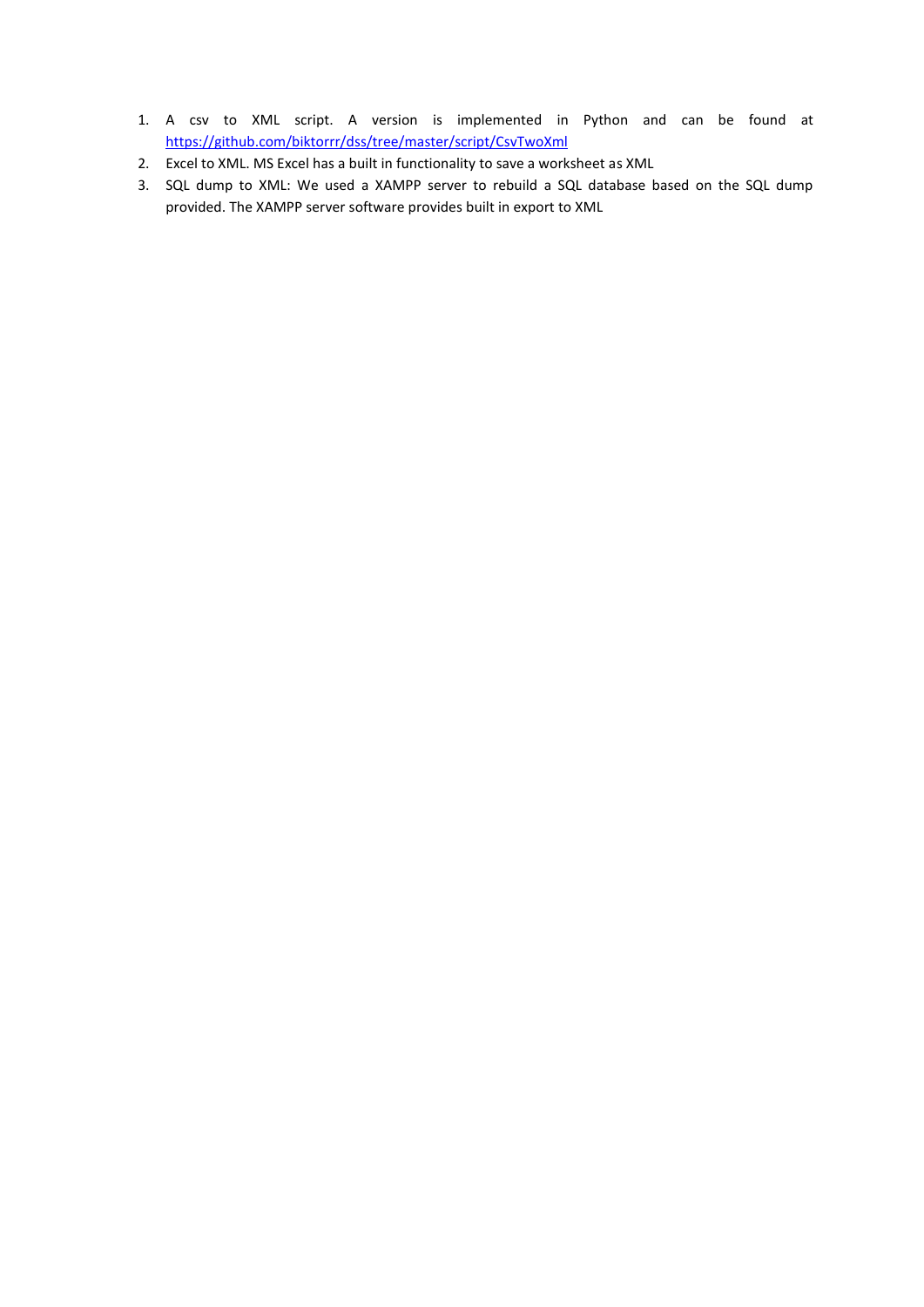1. A csv to XML script. A version is implemented in Python and can be found at https://github.com/biktorrr/dss/tree/master/script/CsvTwoXml
2. Excel to XML. MS Excel has a built in functionality to save a worksheet as XML
3. SQL dump to XML: We used a XAMPP server to rebuild a SQL database based on the SQL dump provided. The XAMPP server software provides built in export to XML